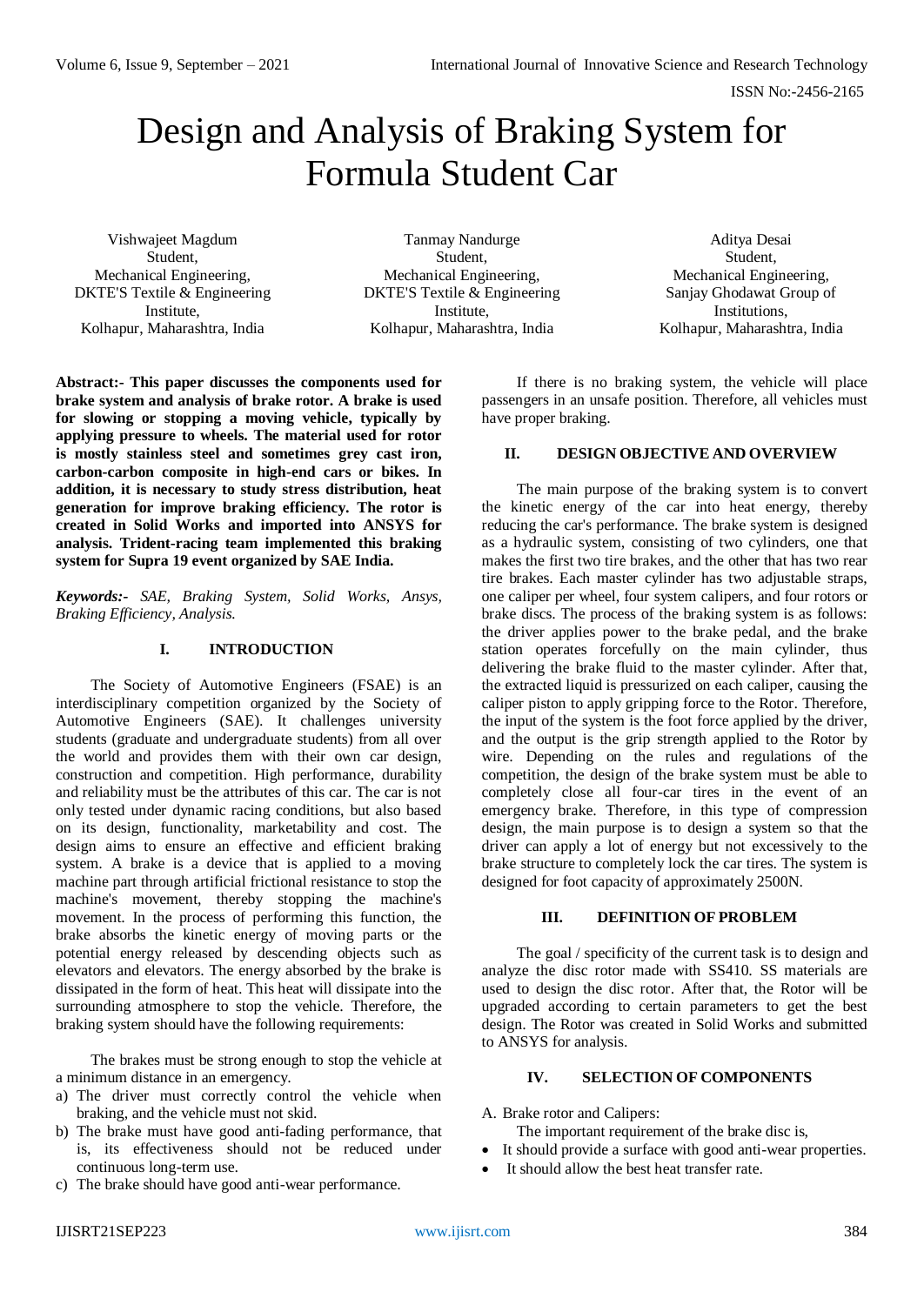# Design and Analysis of Braking System for Formula Student Car

Vishwajeet Magdum
Student,
Mechanical Engineering,
DKTE'S Textile & Engineering Institute,
Kolhapur, Maharashtra, India

Tanmay Nandurge
Student,
Mechanical Engineering,
DKTE'S Textile & Engineering Institute,
Kolhapur, Maharashtra, India

Aditya Desai
Student,
Mechanical Engineering,
Sanjay Ghodawat Group of Institutions,
Kolhapur, Maharashtra, India

**Abstract:- This paper discusses the components used for brake system and analysis of brake rotor. A brake is used for slowing or stopping a moving vehicle, typically by applying pressure to wheels. The material used for rotor is mostly stainless steel and sometimes grey cast iron, carbon-carbon composite in high-end cars or bikes. In addition, it is necessary to study stress distribution, heat generation for improve braking efficiency. The rotor is created in Solid Works and imported into ANSYS for analysis. Trident-racing team implemented this braking system for Supra 19 event organized by SAE India.**

***Keywords:-*** *SAE, Braking System, Solid Works, Ansys, Braking Efficiency, Analysis.*

## I. INTRODUCTION

The Society of Automotive Engineers (FSAE) is an interdisciplinary competition organized by the Society of Automotive Engineers (SAE). It challenges university students (graduate and undergraduate students) from all over the world and provides them with their own car design, construction and competition. High performance, durability and reliability must be the attributes of this car. The car is not only tested under dynamic racing conditions, but also based on its design, functionality, marketability and cost. The design aims to ensure an effective and efficient braking system. A brake is a device that is applied to a moving machine part through artificial frictional resistance to stop the machine's movement, thereby stopping the machine's movement. In the process of performing this function, the brake absorbs the kinetic energy of moving parts or the potential energy released by descending objects such as elevators and elevators. The energy absorbed by the brake is dissipated in the form of heat. This heat will dissipate into the surrounding atmosphere to stop the vehicle. Therefore, the braking system should have the following requirements:

The brakes must be strong enough to stop the vehicle at a minimum distance in an emergency.

a) The driver must correctly control the vehicle when braking, and the vehicle must not skid.
b) The brake must have good anti-fading performance, that is, its effectiveness should not be reduced under continuous long-term use.
c) The brake should have good anti-wear performance.

If there is no braking system, the vehicle will place passengers in an unsafe position. Therefore, all vehicles must have proper braking.

## II. DESIGN OBJECTIVE AND OVERVIEW

The main purpose of the braking system is to convert the kinetic energy of the car into heat energy, thereby reducing the car's performance. The brake system is designed as a hydraulic system, consisting of two cylinders, one that makes the first two tire brakes, and the other that has two rear tire brakes. Each master cylinder has two adjustable straps, one caliper per wheel, four system calipers, and four rotors or brake discs. The process of the braking system is as follows: the driver applies power to the brake pedal, and the brake station operates forcefully on the main cylinder, thus delivering the brake fluid to the master cylinder. After that, the extracted liquid is pressurized on each caliper, causing the caliper piston to apply gripping force to the Rotor. Therefore, the input of the system is the foot force applied by the driver, and the output is the grip strength applied to the Rotor by wire. Depending on the rules and regulations of the competition, the design of the brake system must be able to completely close all four-car tires in the event of an emergency brake. Therefore, in this type of compression design, the main purpose is to design a system so that the driver can apply a lot of energy but not excessively to the brake structure to completely lock the car tires. The system is designed for foot capacity of approximately 2500N.

## III. DEFINITION OF PROBLEM

The goal / specificity of the current task is to design and analyze the disc rotor made with SS410. SS materials are used to design the disc rotor. After that, the Rotor will be upgraded according to certain parameters to get the best design. The Rotor was created in Solid Works and submitted to ANSYS for analysis.

## IV. SELECTION OF COMPONENTS

A. Brake rotor and Calipers:

The important requirement of the brake disc is,

- It should provide a surface with good anti-wear properties.
- It should allow the best heat transfer rate.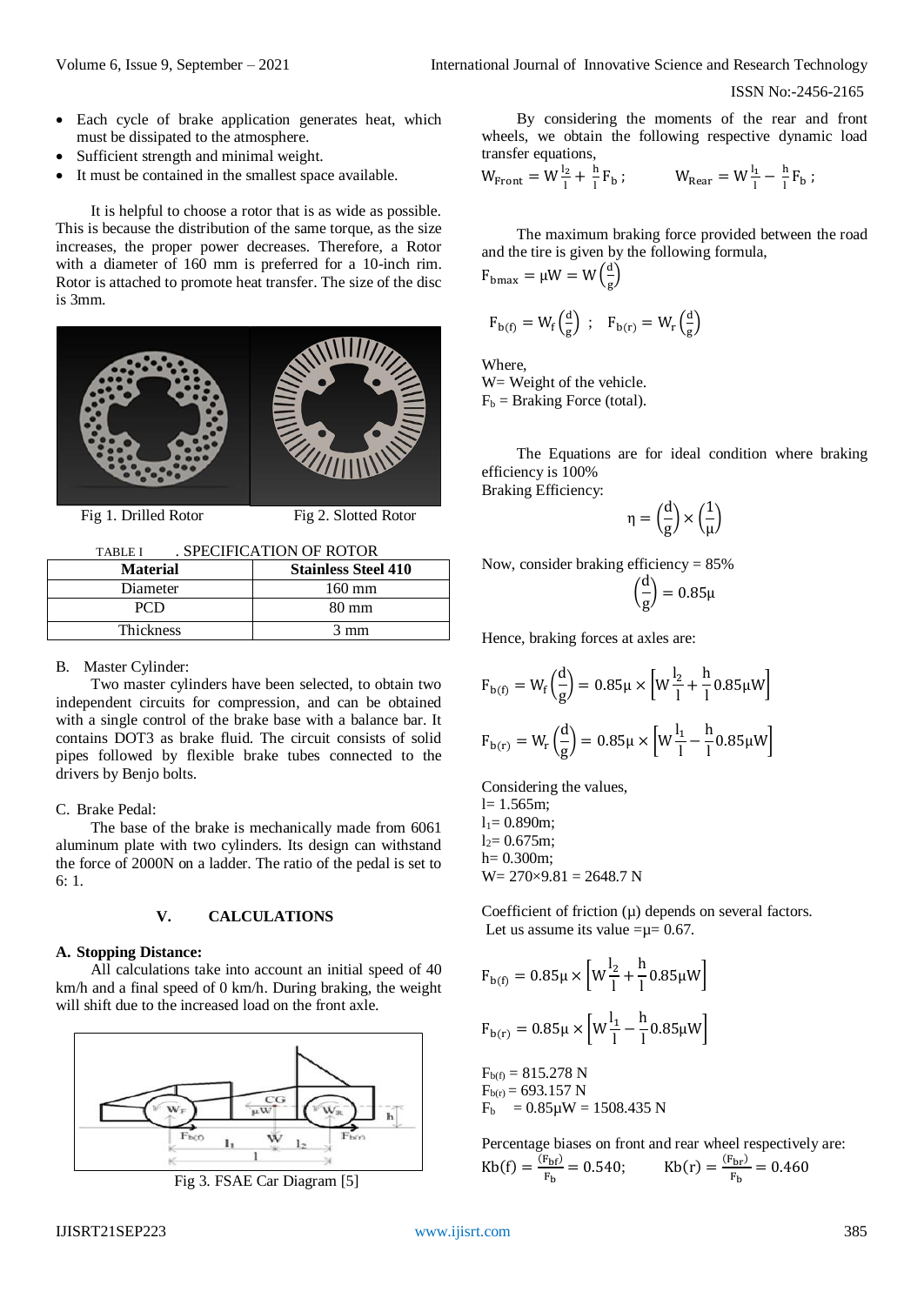- Each cycle of brake application generates heat, which must be dissipated to the atmosphere.
- Sufficient strength and minimal weight.
- It must be contained in the smallest space available.

It is helpful to choose a rotor that is as wide as possible. This is because the distribution of the same torque, as the size increases, the proper power decreases. Therefore, a Rotor with a diameter of 160 mm is preferred for a 10-inch rim. Rotor is attached to promote heat transfer. The size of the disc is 3mm.

Fig 1. Drilled Rotor

Fig 2. Slotted Rotor

TABLE I . SPECIFICATION OF ROTOR

| Material | Stainless Steel 410 |
|---|---|
| Diameter | 160 mm |
| PCD | 80 mm |
| Thickness | 3 mm |

B. Master Cylinder:

Two master cylinders have been selected, to obtain two independent circuits for compression, and can be obtained with a single control of the brake base with a balance bar. It contains DOT3 as brake fluid. The circuit consists of solid pipes followed by flexible brake tubes connected to the drivers by Benjo bolts.

C. Brake Pedal:

The base of the brake is mechanically made from 6061 aluminum plate with two cylinders. Its design can withstand the force of 2000N on a ladder. The ratio of the pedal is set to 6: 1.

## V. CALCULATIONS

**A. Stopping Distance:**

All calculations take into account an initial speed of 40 km/h and a final speed of 0 km/h. During braking, the weight will shift due to the increased load on the front axle.

Fig 3. FSAE Car Diagram [5]

By considering the moments of the rear and front wheels, we obtain the following respective dynamic load transfer equations,

$$W_{Front} = W\frac{l_2}{l} + \frac{h}{l}F_b \; ; \qquad W_{Rear} = W\frac{l_1}{l} - \frac{h}{l}F_b \; ;$$

The maximum braking force provided between the road and the tire is given by the following formula,

$$F_{bmax} = \mu W = W\left(\frac{d}{g}\right)$$

$$F_{b(f)} = W_f\left(\frac{d}{g}\right) \; ; \quad F_{b(r)} = W_r\left(\frac{d}{g}\right)$$

Where,
W= Weight of the vehicle.
$F_b$ = Braking Force (total).

The Equations are for ideal condition where braking efficiency is 100%

Braking Efficiency:

$$\eta = \left(\frac{d}{g}\right) \times \left(\frac{1}{\mu}\right)$$

Now, consider braking efficiency = 85%

$$\left(\frac{d}{g}\right) = 0.85\mu$$

Hence, braking forces at axles are:

$$F_{b(f)} = W_f\left(\frac{d}{g}\right) = 0.85\mu \times \left[W\frac{l_2}{l} + \frac{h}{l}0.85\mu W\right]$$

$$F_{b(r)} = W_r\left(\frac{d}{g}\right) = 0.85\mu \times \left[W\frac{l_1}{l} - \frac{h}{l}0.85\mu W\right]$$

Considering the values,
l= 1.565m;
$l_1$= 0.890m;
$l_2$= 0.675m;
h= 0.300m;
W= 270×9.81 = 2648.7 N

Coefficient of friction (μ) depends on several factors.
Let us assume its value =μ= 0.67.

$$F_{b(f)} = 0.85\mu \times \left[W\frac{l_2}{l} + \frac{h}{l}0.85\mu W\right]$$

$$F_{b(r)} = 0.85\mu \times \left[W\frac{l_1}{l} - \frac{h}{l}0.85\mu W\right]$$

$F_{b(f)}$ = 815.278 N
$F_{b(r)}$ = 693.157 N
$F_b$ = 0.85μW = 1508.435 N

Percentage biases on front and rear wheel respectively are:

$$Kb(f) = \frac{(F_{bf})}{F_b} = 0.540; \qquad Kb(r) = \frac{(F_{br})}{F_b} = 0.460$$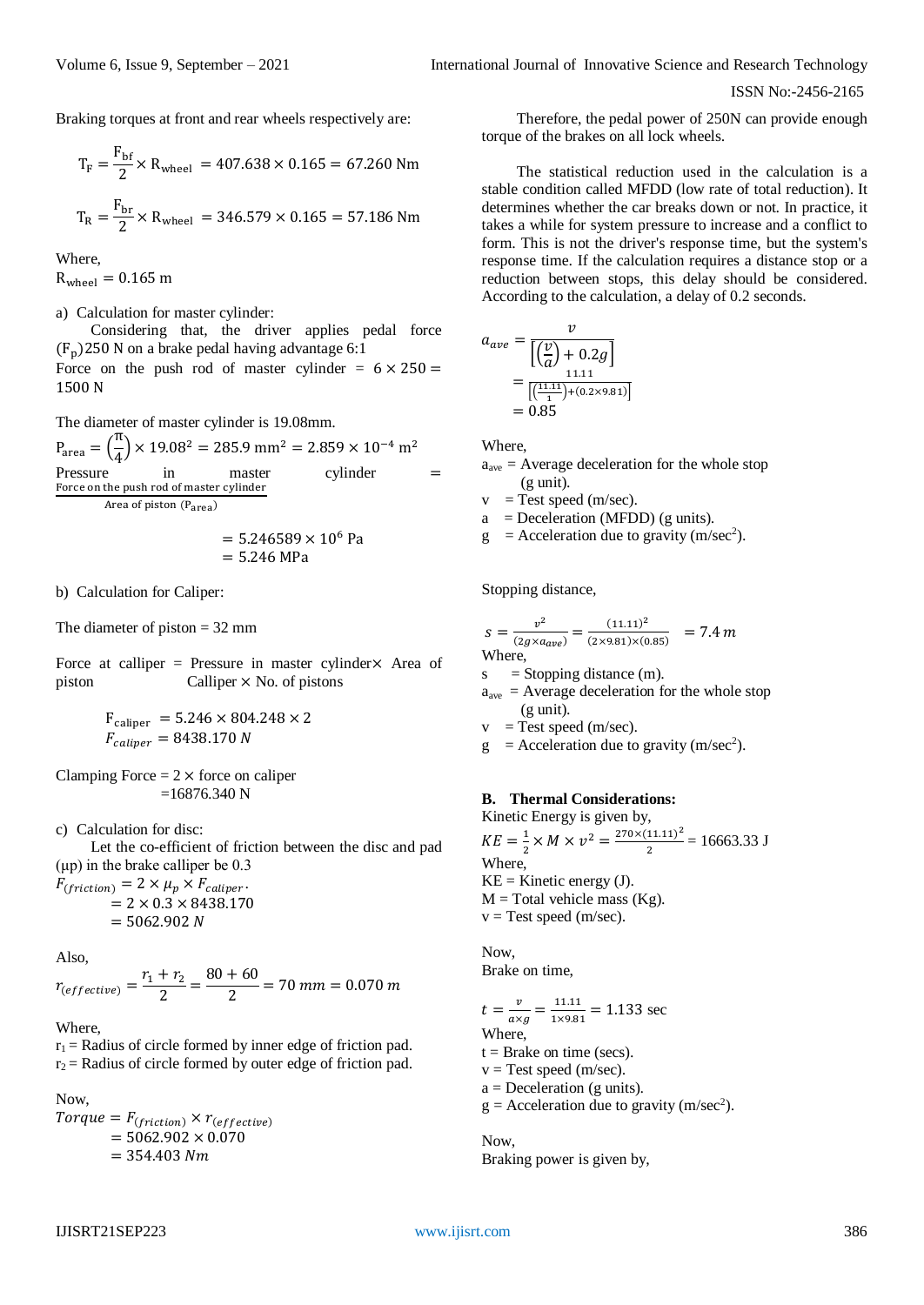Braking torques at front and rear wheels respectively are:

$$T_F = \frac{F_{bf}}{2} \times R_{wheel} = 407.638 \times 0.165 = 67.260 \text{ Nm}$$

$$T_R = \frac{F_{br}}{2} \times R_{wheel} = 346.579 \times 0.165 = 57.186 \text{ Nm}$$

Where,
$R_{wheel} = 0.165$ m

a) Calculation for master cylinder:

Considering that, the driver applies pedal force $(F_p)$ 250 N on a brake pedal having advantage 6:1
Force on the push rod of master cylinder $= 6 \times 250 = 1500$ N

The diameter of master cylinder is 19.08mm.

$$P_{area} = \left(\frac{\pi}{4}\right) \times 19.08^2 = 285.9 \text{ mm}^2 = 2.859 \times 10^{-4} \text{ m}^2$$

$$\text{Pressure in master cylinder} = \frac{\text{Force on the push rod of master cylinder}}{\text{Area of piston } (P_{area})}$$

$$= 5.246589 \times 10^6 \text{ Pa}$$
$$= 5.246 \text{ MPa}$$

b) Calculation for Caliper:

The diameter of piston = 32 mm

Force at calliper = Pressure in master cylinder× Area of piston Calliper × No. of pistons

$$F_{caliper} = 5.246 \times 804.248 \times 2$$
$$F_{caliper} = 8438.170 \; N$$

Clamping Force = 2 × force on caliper
=16876.340 N

c) Calculation for disc:

Let the co-efficient of friction between the disc and pad (µp) in the brake calliper be 0.3

$$F_{(friction)} = 2 \times \mu_p \times F_{caliper}.$$
$$= 2 \times 0.3 \times 8438.170$$
$$= 5062.902 \; N$$

Also,

$$r_{(effective)} = \frac{r_1 + r_2}{2} = \frac{80 + 60}{2} = 70 \; mm = 0.070 \; m$$

Where,
$r_1$ = Radius of circle formed by inner edge of friction pad.
$r_2$ = Radius of circle formed by outer edge of friction pad.

Now,

$$Torque = F_{(friction)} \times r_{(effective)}$$
$$= 5062.902 \times 0.070$$
$$= 354.403 \; Nm$$

Therefore, the pedal power of 250N can provide enough torque of the brakes on all lock wheels.

The statistical reduction used in the calculation is a stable condition called MFDD (low rate of total reduction). It determines whether the car breaks down or not. In practice, it takes a while for system pressure to increase and a conflict to form. This is not the driver's response time, but the system's response time. If the calculation requires a distance stop or a reduction between stops, this delay should be considered. According to the calculation, a delay of 0.2 seconds.

$$a_{ave} = \frac{v}{\left[\left(\frac{v}{a}\right) + 0.2g\right]}$$
$$= \frac{11.11}{\left[\left(\frac{11.11}{1}\right) + (0.2 \times 9.81)\right]}$$
$$= 0.85$$

Where,
$a_{ave}$ = Average deceleration for the whole stop (g unit).
v = Test speed (m/sec).
a = Deceleration (MFDD) (g units).
g = Acceleration due to gravity (m/sec$^2$).

Stopping distance,

$$s = \frac{v^2}{(2g \times a_{ave})} = \frac{(11.11)^2}{(2 \times 9.81) \times (0.85)} = 7.4 \; m$$

Where,
s = Stopping distance (m).
$a_{ave}$ = Average deceleration for the whole stop (g unit).
v = Test speed (m/sec).
g = Acceleration due to gravity (m/sec$^2$).

## B. Thermal Considerations:

Kinetic Energy is given by,

$$KE = \frac{1}{2} \times M \times v^2 = \frac{270 \times (11.11)^2}{2} = 16663.33 \text{ J}$$

Where,
KE = Kinetic energy (J).
M = Total vehicle mass (Kg).
v = Test speed (m/sec).

Now,
Brake on time,

$$t = \frac{v}{a \times g} = \frac{11.11}{1 \times 9.81} = 1.133 \text{ sec}$$

Where,
t = Brake on time (secs).
v = Test speed (m/sec).
a = Deceleration (g units).
g = Acceleration due to gravity (m/sec$^2$).

Now,
Braking power is given by,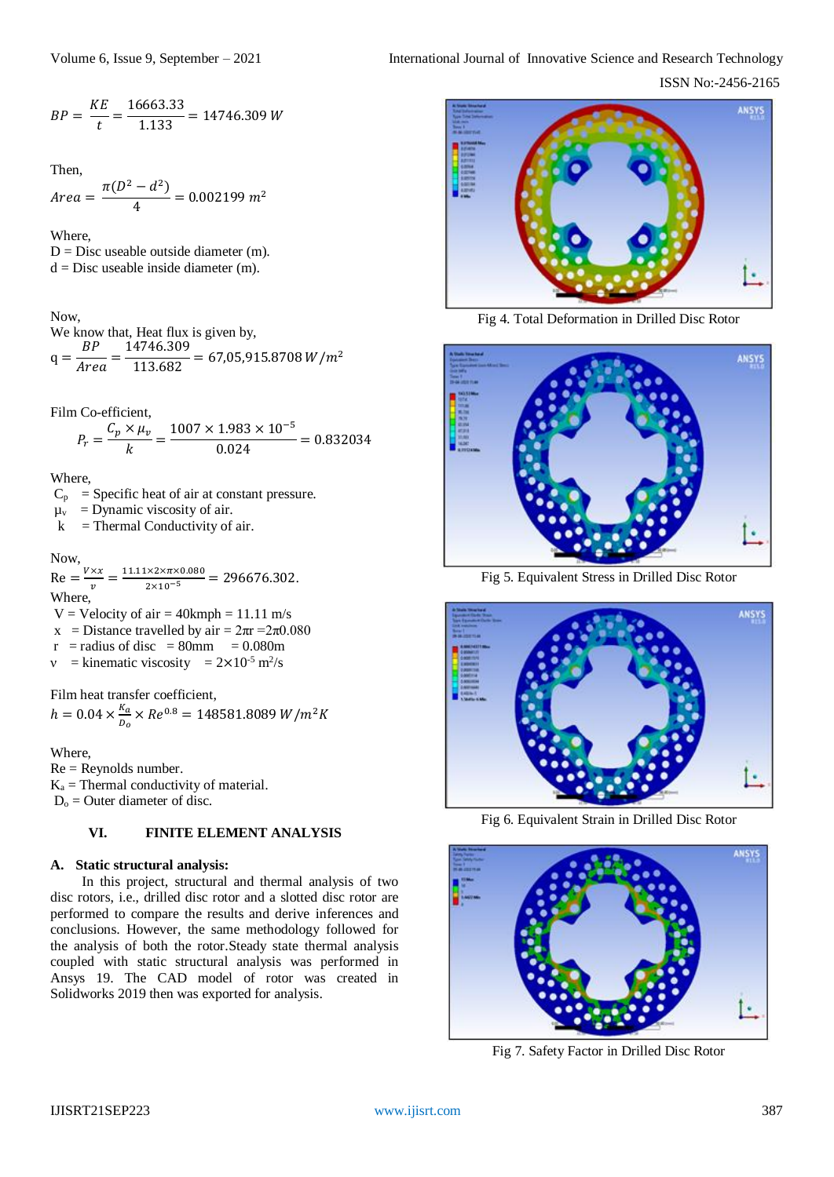$$BP = \frac{KE}{t} = \frac{16663.33}{1.133} = 14746.309\ W$$

Then,

$$Area = \frac{\pi(D^2 - d^2)}{4} = 0.002199\ m^2$$

Where,
D = Disc useable outside diameter (m).
d = Disc useable inside diameter (m).

Now,
We know that, Heat flux is given by,

$$q = \frac{BP}{Area} = \frac{14746.309}{113.682} = 67{,}05{,}915.8708\ W/m^2$$

Film Co-efficient,

$$P_r = \frac{C_p \times \mu_v}{k} = \frac{1007 \times 1.983 \times 10^{-5}}{0.024} = 0.832034$$

Where,
$C_p$ = Specific heat of air at constant pressure.
$\mu_v$ = Dynamic viscosity of air.
k = Thermal Conductivity of air.

Now,

$$\text{Re} = \frac{V \times x}{v} = \frac{11.11 \times 2 \times \pi \times 0.080}{2 \times 10^{-5}} = 296676.302.$$

Where,
V = Velocity of air = 40kmph = 11.11 m/s
x = Distance travelled by air = $2\pi r = 2\pi 0.080$
r = radius of disc = 80mm = 0.080m
v = kinematic viscosity = $2\times10^{-5}$ m$^2$/s

Film heat transfer coefficient,

$$h = 0.04 \times \frac{K_a}{D_o} \times Re^{0.8} = 148581.8089\ W/m^2K$$

Where,
Re = Reynolds number.
$K_a$ = Thermal conductivity of material.
$D_o$ = Outer diameter of disc.

## VI. FINITE ELEMENT ANALYSIS

### A. Static structural analysis:

In this project, structural and thermal analysis of two disc rotors, i.e., drilled disc rotor and a slotted disc rotor are performed to compare the results and derive inferences and conclusions. However, the same methodology followed for the analysis of both the rotor.Steady state thermal analysis coupled with static structural analysis was performed in Ansys 19. The CAD model of rotor was created in Solidworks 2019 then was exported for analysis.

Fig 4. Total Deformation in Drilled Disc Rotor

Fig 5. Equivalent Stress in Drilled Disc Rotor

Fig 6. Equivalent Strain in Drilled Disc Rotor

Fig 7. Safety Factor in Drilled Disc Rotor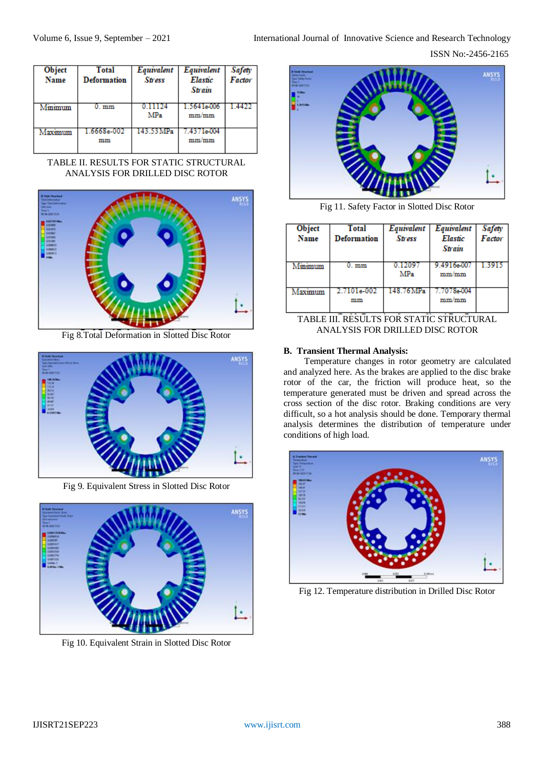| Object Name | Total Deformation | *Equivalent Stress* | *Equivalent Elastic Strain* | *Safety Factor* |
|---|---|---|---|---|
| Minimum | 0. mm | 0.11124 MPa | 1.5641e-006 mm/mm | 1.4422 |
| Maximum | 1.6668e-002 mm | 143.53MPa | 7.4371e-004 mm/mm | |

TABLE II. RESULTS FOR STATIC STRUCTURAL ANALYSIS FOR DRILLED DISC ROTOR

Fig 8.Total Deformation in Slotted Disc Rotor

Fig 9. Equivalent Stress in Slotted Disc Rotor

Fig 10. Equivalent Strain in Slotted Disc Rotor

Fig 11. Safety Factor in Slotted Disc Rotor

| Object Name | Total Deformation | *Equivalent Stress* | *Equivalent Elastic Strain* | *Safety Factor* |
|---|---|---|---|---|
| Minimum | 0. mm | 0.12097 MPa | 9.4916e-007 mm/mm | 1.3915 |
| Maximum | 2.7101e-002 mm | 148.76MPa | 7.7078e-004 mm/mm | |

TABLE III. RESULTS FOR STATIC STRUCTURAL ANALYSIS FOR DRILLED DISC ROTOR

### B. Transient Thermal Analysis:

Temperature changes in rotor geometry are calculated and analyzed here. As the brakes are applied to the disc brake rotor of the car, the friction will produce heat, so the temperature generated must be driven and spread across the cross section of the disc rotor. Braking conditions are very difficult, so a hot analysis should be done. Temporary thermal analysis determines the distribution of temperature under conditions of high load.

Fig 12. Temperature distribution in Drilled Disc Rotor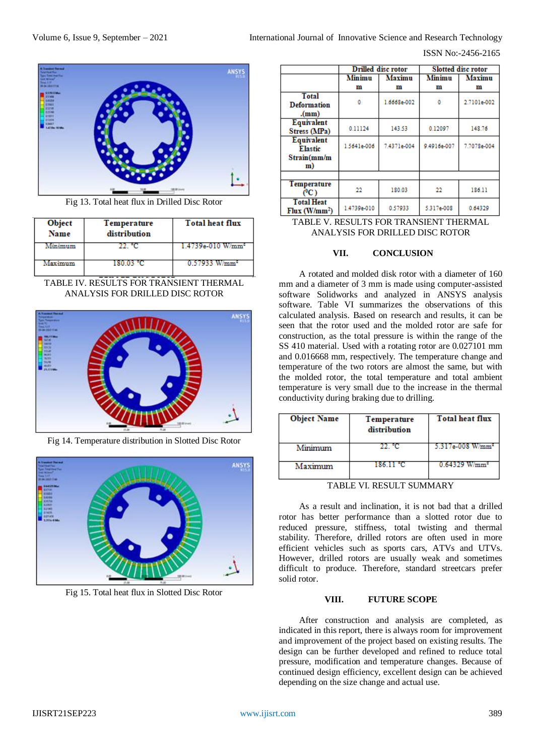Fig 13. Total heat flux in Drilled Disc Rotor

| Object Name | Temperature distribution | Total heat flux |
|---|---|---|
| Minimum | 22. °C | 1.4739e-010 W/mm² |
| Maximum | 180.03 °C | 0.57933 W/mm² |

TABLE IV. RESULTS FOR TRANSIENT THERMAL ANALYSIS FOR DRILLED DISC ROTOR

Fig 14. Temperature distribution in Slotted Disc Rotor

Fig 15. Total heat flux in Slotted Disc Rotor

| | Drilled disc rotor | | Slotted disc rotor | |
|---|---|---|---|---|
| | Minimum | Maximum | Minimum | Maximum |
| Total Deformation .(mm) | 0 | 1.6668e-002 | 0 | 2.7101e-002 |
| Equivalent Stress (MPa) | 0.11124 | 143.53 | 0.12097 | 148.76 |
| Equivalent Elastic Strain(mm/mm) | 1.5641e-006 | 7.4371e-004 | 9.4916e-007 | 7.7078e-004 |
| | | | | |
| Temperature (°C) | 22 | 180.03 | 22 | 186.11 |
| Total Heat Flux (W/mm²) | 1.4739e-010 | 0.57933 | 5.317e-008 | 0.64329 |

TABLE V. RESULTS FOR TRANSIENT THERMAL ANALYSIS FOR DRILLED DISC ROTOR

## VII. CONCLUSION

A rotated and molded disk rotor with a diameter of 160 mm and a diameter of 3 mm is made using computer-assisted software Solidworks and analyzed in ANSYS analysis software. Table VI summarizes the observations of this calculated analysis. Based on research and results, it can be seen that the rotor used and the molded rotor are safe for construction, as the total pressure is within the range of the SS 410 material. Used with a rotating rotor are 0.027101 mm and 0.016668 mm, respectively. The temperature change and temperature of the two rotors are almost the same, but with the molded rotor, the total temperature and total ambient temperature is very small due to the increase in the thermal conductivity during braking due to drilling.

| Object Name | Temperature distribution | Total heat flux |
|---|---|---|
| Minimum | 22. °C | 5.317e-008 W/mm² |
| Maximum | 186.11 °C | 0.64329 W/mm² |

TABLE VI. RESULT SUMMARY

As a result and inclination, it is not bad that a drilled rotor has better performance than a slotted rotor due to reduced pressure, stiffness, total twisting and thermal stability. Therefore, drilled rotors are often used in more efficient vehicles such as sports cars, ATVs and UTVs. However, drilled rotors are usually weak and sometimes difficult to produce. Therefore, standard streetcars prefer solid rotor.

## VIII. FUTURE SCOPE

After construction and analysis are completed, as indicated in this report, there is always room for improvement and improvement of the project based on existing results. The design can be further developed and refined to reduce total pressure, modification and temperature changes. Because of continued design efficiency, excellent design can be achieved depending on the size change and actual use.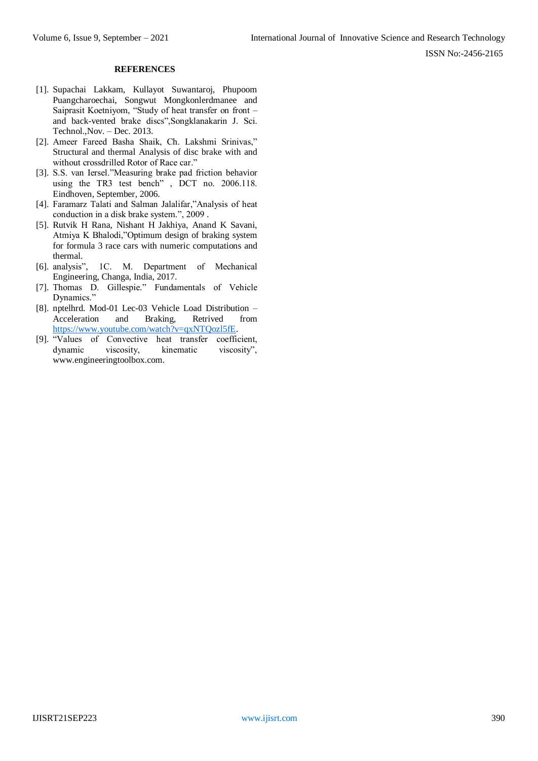**REFERENCES**

[1]. Supachai Lakkam, Kullayot Suwantaroj, Phupoom Puangcharoechai, Songwut Mongkonlerdmanee and Saiprasit Koetniyom, "Study of heat transfer on front – and back-vented brake discs",Songklanakarin J. Sci. Technol.,Nov. – Dec. 2013.

[2]. Ameer Fareed Basha Shaik, Ch. Lakshmi Srinivas," Structural and thermal Analysis of disc brake with and without crossdrilled Rotor of Race car."

[3]. S.S. van Iersel."Measuring brake pad friction behavior using the TR3 test bench" , DCT no. 2006.118. Eindhoven, September, 2006.

[4]. Faramarz Talati and Salman Jalalifar,"Analysis of heat conduction in a disk brake system.", 2009 .

[5]. Rutvik H Rana, Nishant H Jakhiya, Anand K Savani, Atmiya K Bhalodi,"Optimum design of braking system for formula 3 race cars with numeric computations and thermal.

[6]. analysis", 1C. M. Department of Mechanical Engineering, Changa, India, 2017.

[7]. Thomas D. Gillespie." Fundamentals of Vehicle Dynamics."

[8]. nptelhrd. Mod-01 Lec-03 Vehicle Load Distribution – Acceleration and Braking, Retrived from https://www.youtube.com/watch?v=qxNTQozl5fE.

[9]. "Values of Convective heat transfer coefficient, dynamic viscosity, kinematic viscosity", www.engineeringtoolbox.com.